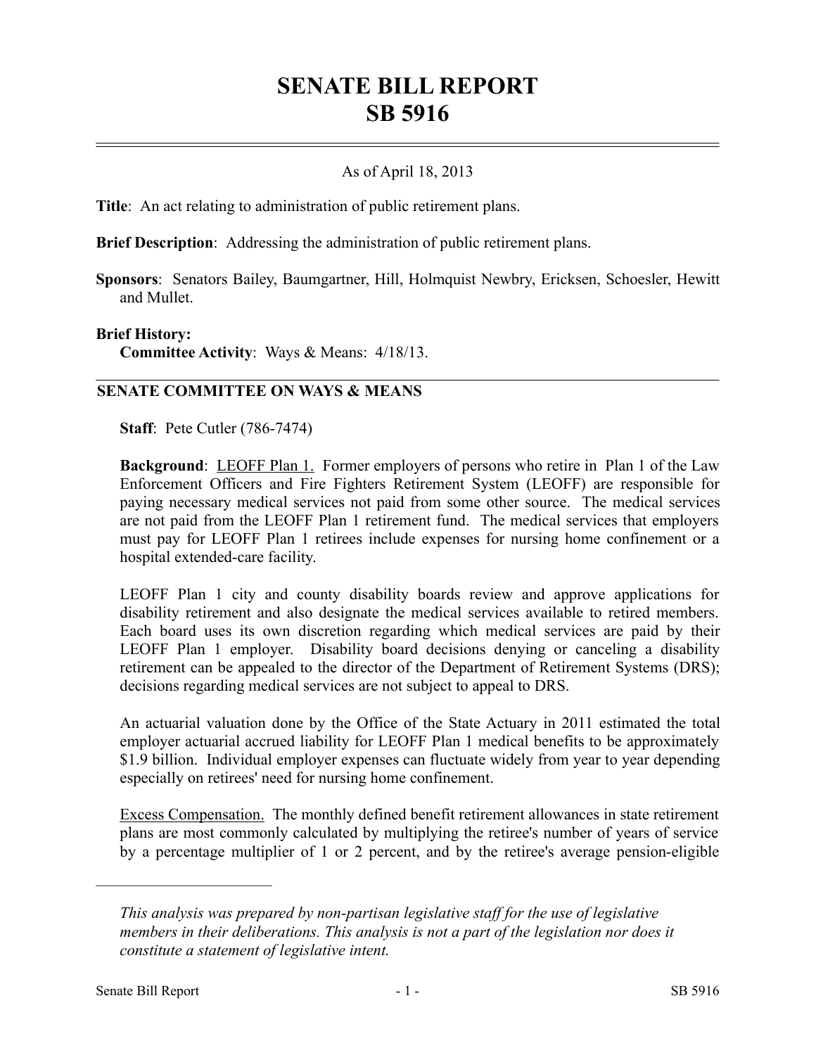# SENATE BILL REPORT
# SB 5916

As of April 18, 2013

**Title**: An act relating to administration of public retirement plans.

**Brief Description**: Addressing the administration of public retirement plans.

**Sponsors**: Senators Bailey, Baumgartner, Hill, Holmquist Newbry, Ericksen, Schoesler, Hewitt and Mullet.

**Brief History:**
**Committee Activity**: Ways & Means: 4/18/13.

## SENATE COMMITTEE ON WAYS & MEANS

**Staff**: Pete Cutler (786-7474)

**Background**: LEOFF Plan 1. Former employers of persons who retire in Plan 1 of the Law Enforcement Officers and Fire Fighters Retirement System (LEOFF) are responsible for paying necessary medical services not paid from some other source. The medical services are not paid from the LEOFF Plan 1 retirement fund. The medical services that employers must pay for LEOFF Plan 1 retirees include expenses for nursing home confinement or a hospital extended-care facility.

LEOFF Plan 1 city and county disability boards review and approve applications for disability retirement and also designate the medical services available to retired members. Each board uses its own discretion regarding which medical services are paid by their LEOFF Plan 1 employer. Disability board decisions denying or canceling a disability retirement can be appealed to the director of the Department of Retirement Systems (DRS); decisions regarding medical services are not subject to appeal to DRS.

An actuarial valuation done by the Office of the State Actuary in 2011 estimated the total employer actuarial accrued liability for LEOFF Plan 1 medical benefits to be approximately $1.9 billion. Individual employer expenses can fluctuate widely from year to year depending especially on retirees' need for nursing home confinement.

Excess Compensation. The monthly defined benefit retirement allowances in state retirement plans are most commonly calculated by multiplying the retiree's number of years of service by a percentage multiplier of 1 or 2 percent, and by the retiree's average pension-eligible

---

*This analysis was prepared by non-partisan legislative staff for the use of legislative members in their deliberations. This analysis is not a part of the legislation nor does it constitute a statement of legislative intent.*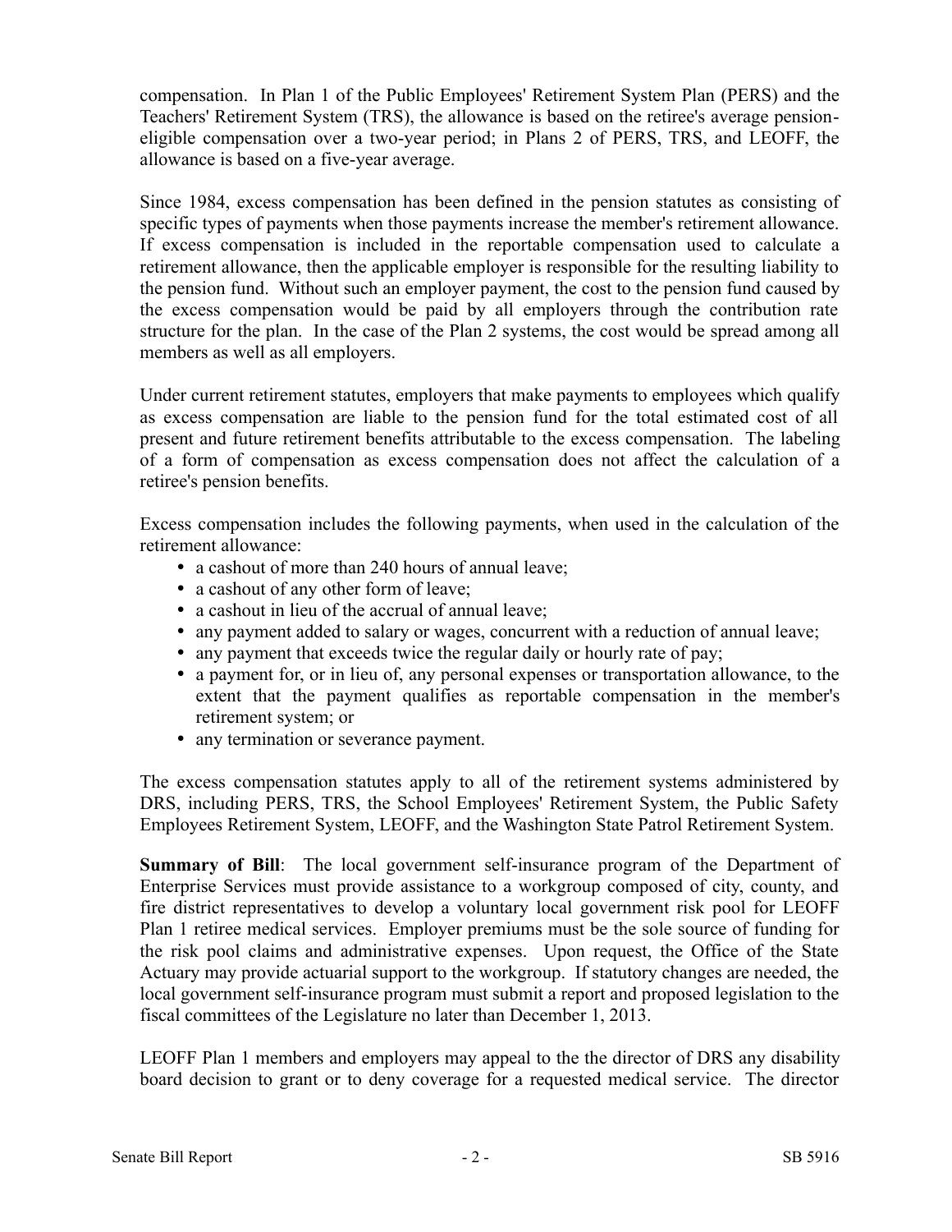compensation. In Plan 1 of the Public Employees' Retirement System Plan (PERS) and the Teachers' Retirement System (TRS), the allowance is based on the retiree's average pension-eligible compensation over a two-year period; in Plans 2 of PERS, TRS, and LEOFF, the allowance is based on a five-year average.

Since 1984, excess compensation has been defined in the pension statutes as consisting of specific types of payments when those payments increase the member's retirement allowance. If excess compensation is included in the reportable compensation used to calculate a retirement allowance, then the applicable employer is responsible for the resulting liability to the pension fund. Without such an employer payment, the cost to the pension fund caused by the excess compensation would be paid by all employers through the contribution rate structure for the plan. In the case of the Plan 2 systems, the cost would be spread among all members as well as all employers.

Under current retirement statutes, employers that make payments to employees which qualify as excess compensation are liable to the pension fund for the total estimated cost of all present and future retirement benefits attributable to the excess compensation. The labeling of a form of compensation as excess compensation does not affect the calculation of a retiree's pension benefits.

Excess compensation includes the following payments, when used in the calculation of the retirement allowance:

- a cashout of more than 240 hours of annual leave;
- a cashout of any other form of leave;
- a cashout in lieu of the accrual of annual leave;
- any payment added to salary or wages, concurrent with a reduction of annual leave;
- any payment that exceeds twice the regular daily or hourly rate of pay;
- a payment for, or in lieu of, any personal expenses or transportation allowance, to the extent that the payment qualifies as reportable compensation in the member's retirement system; or
- any termination or severance payment.

The excess compensation statutes apply to all of the retirement systems administered by DRS, including PERS, TRS, the School Employees' Retirement System, the Public Safety Employees Retirement System, LEOFF, and the Washington State Patrol Retirement System.

**Summary of Bill**: The local government self-insurance program of the Department of Enterprise Services must provide assistance to a workgroup composed of city, county, and fire district representatives to develop a voluntary local government risk pool for LEOFF Plan 1 retiree medical services. Employer premiums must be the sole source of funding for the risk pool claims and administrative expenses. Upon request, the Office of the State Actuary may provide actuarial support to the workgroup. If statutory changes are needed, the local government self-insurance program must submit a report and proposed legislation to the fiscal committees of the Legislature no later than December 1, 2013.

LEOFF Plan 1 members and employers may appeal to the the director of DRS any disability board decision to grant or to deny coverage for a requested medical service. The director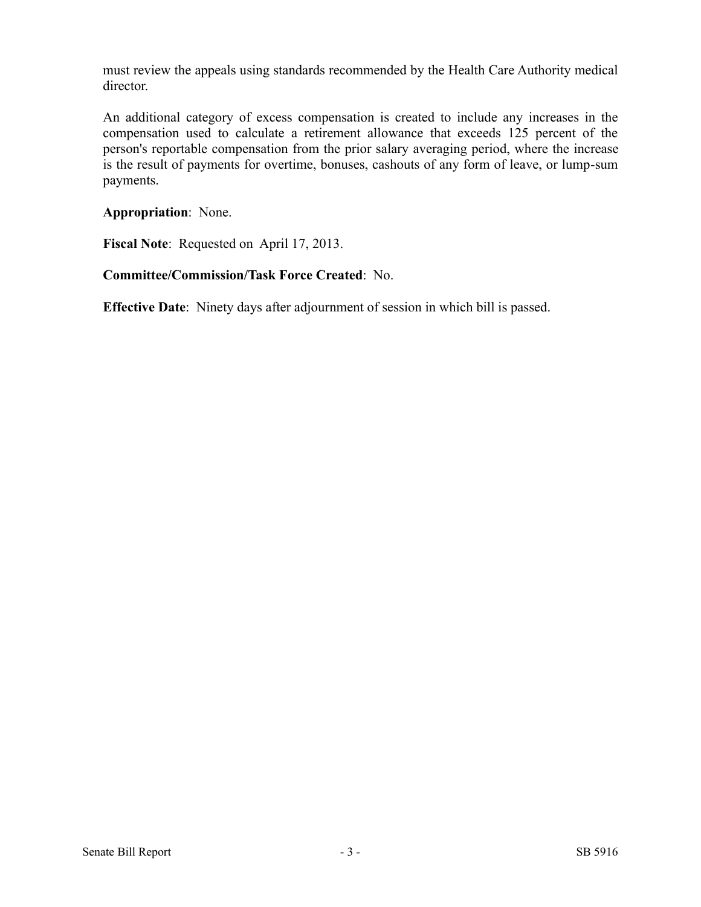must review the appeals using standards recommended by the Health Care Authority medical director.

An additional category of excess compensation is created to include any increases in the compensation used to calculate a retirement allowance that exceeds 125 percent of the person's reportable compensation from the prior salary averaging period, where the increase is the result of payments for overtime, bonuses, cashouts of any form of leave, or lump-sum payments.

**Appropriation**: None.

**Fiscal Note**: Requested on April 17, 2013.

**Committee/Commission/Task Force Created**: No.

**Effective Date**: Ninety days after adjournment of session in which bill is passed.